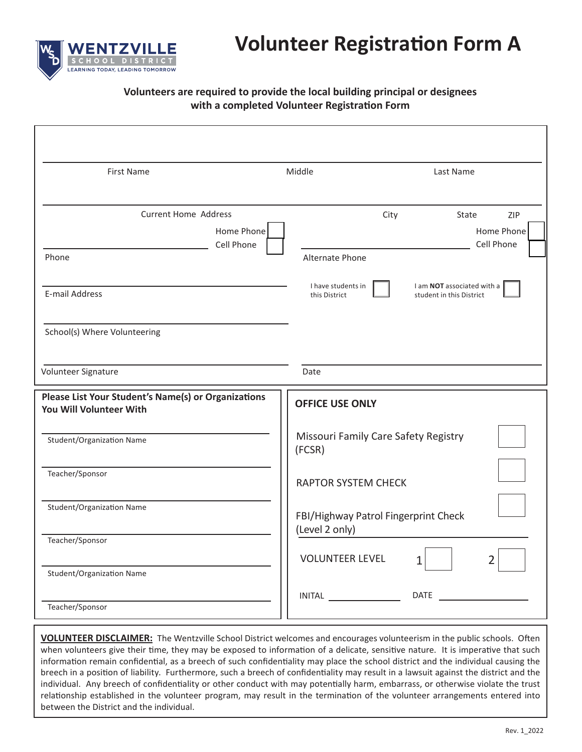WENTZVILLE SCHOOL DISTRICT
LEARNING TODAY, LEADING TOMORROW

# Volunteer Registration Form A

**Volunteers are required to provide the local building principal or designees with a completed Volunteer Registration Form**

First Name ______ Middle ______ Last Name ______

Current Home Address ______ City ______ State ______ ZIP ______

Phone ______ Home Phone ☐ Cell Phone ☐

Alternate Phone ______ Home Phone ☐ Cell Phone ☐

E-mail Address ______

I have students in this District ☐

I am **NOT** associated with a student in this District ☐

School(s) Where Volunteering ______

Volunteer Signature ______ Date ______

**Please List Your Student's Name(s) or Organizations You Will Volunteer With**

Student/Organization Name ______

Teacher/Sponsor ______

Student/Organization Name ______

Teacher/Sponsor ______

Student/Organization Name ______

Teacher/Sponsor ______

**OFFICE USE ONLY**

Missouri Family Care Safety Registry (FCSR) ☐

RAPTOR SYSTEM CHECK ☐

FBI/Highway Patrol Fingerprint Check (Level 2 only) ☐

VOLUNTEER LEVEL 1 ☐ 2 ☐

INITAL ______ DATE ______

**VOLUNTEER DISCLAIMER:** The Wentzville School District welcomes and encourages volunteerism in the public schools. Often when volunteers give their time, they may be exposed to information of a delicate, sensitive nature. It is imperative that such information remain confidential, as a breech of such confidentiality may place the school district and the individual causing the breech in a position of liability. Furthermore, such a breech of confidentiality may result in a lawsuit against the district and the individual. Any breech of confidentiality or other conduct with may potentially harm, embarrass, or otherwise violate the trust relationship established in the volunteer program, may result in the termination of the volunteer arrangements entered into between the District and the individual.

Rev. 1_2022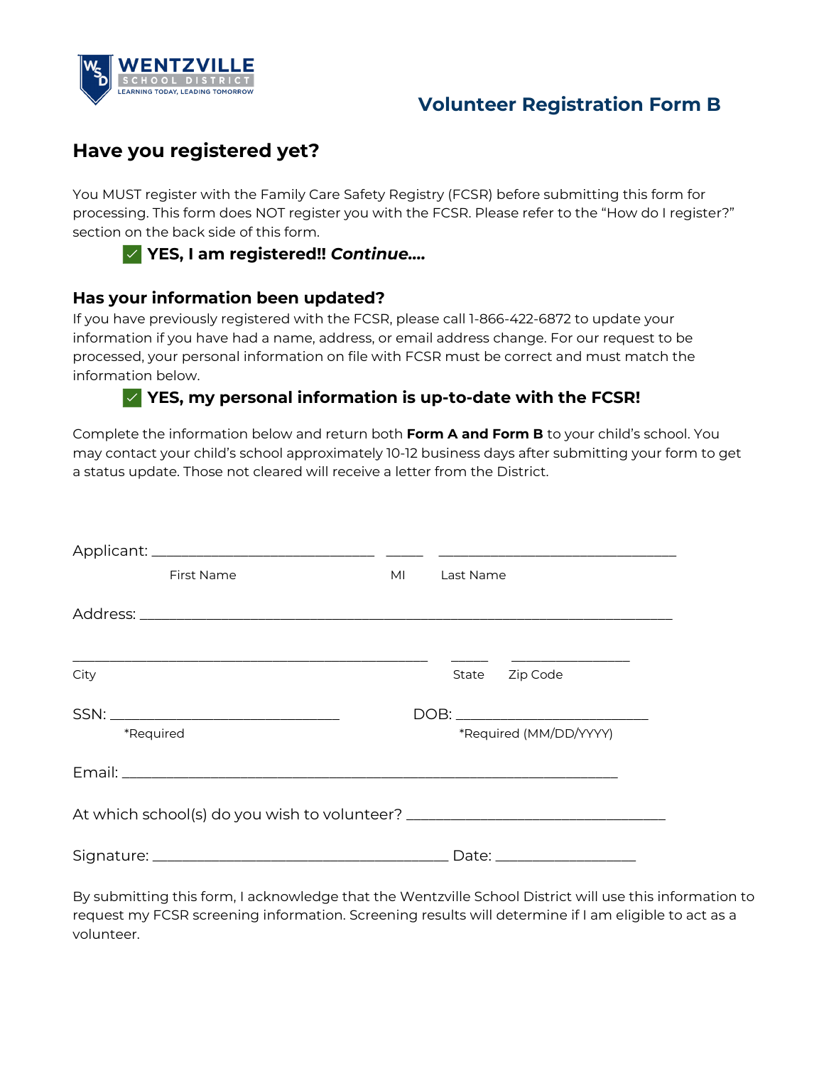WENTZVILLE SCHOOL DISTRICT
LEARNING TODAY, LEADING TOMORROW

# Volunteer Registration Form B

## Have you registered yet?

You MUST register with the Family Care Safety Registry (FCSR) before submitting this form for processing. This form does NOT register you with the FCSR. Please refer to the "How do I register?" section on the back side of this form.

✅ **YES, I am registered!! *Continue....***

## Has your information been updated?

If you have previously registered with the FCSR, please call 1-866-422-6872 to update your information if you have had a name, address, or email address change. For our request to be processed, your personal information on file with FCSR must be correct and must match the information below.

✅ **YES, my personal information is up-to-date with the FCSR!**

Complete the information below and return both **Form A and Form B** to your child's school. You may contact your child's school approximately 10-12 business days after submitting your form to get a status update. Those not cleared will receive a letter from the District.

Applicant: ______________________________ _____ ________________________________
First Name MI Last Name

Address: ________________________________________________________________________

______________________________________________ _____ _______________
City State Zip Code

SSN: ______________________________ DOB: _________________________
*Required *Required (MM/DD/YYYY)

Email: _________________________________________________________________

At which school(s) do you wish to volunteer? ___________________________________

Signature: _______________________________________ Date: __________________

By submitting this form, I acknowledge that the Wentzville School District will use this information to request my FCSR screening information. Screening results will determine if I am eligible to act as a volunteer.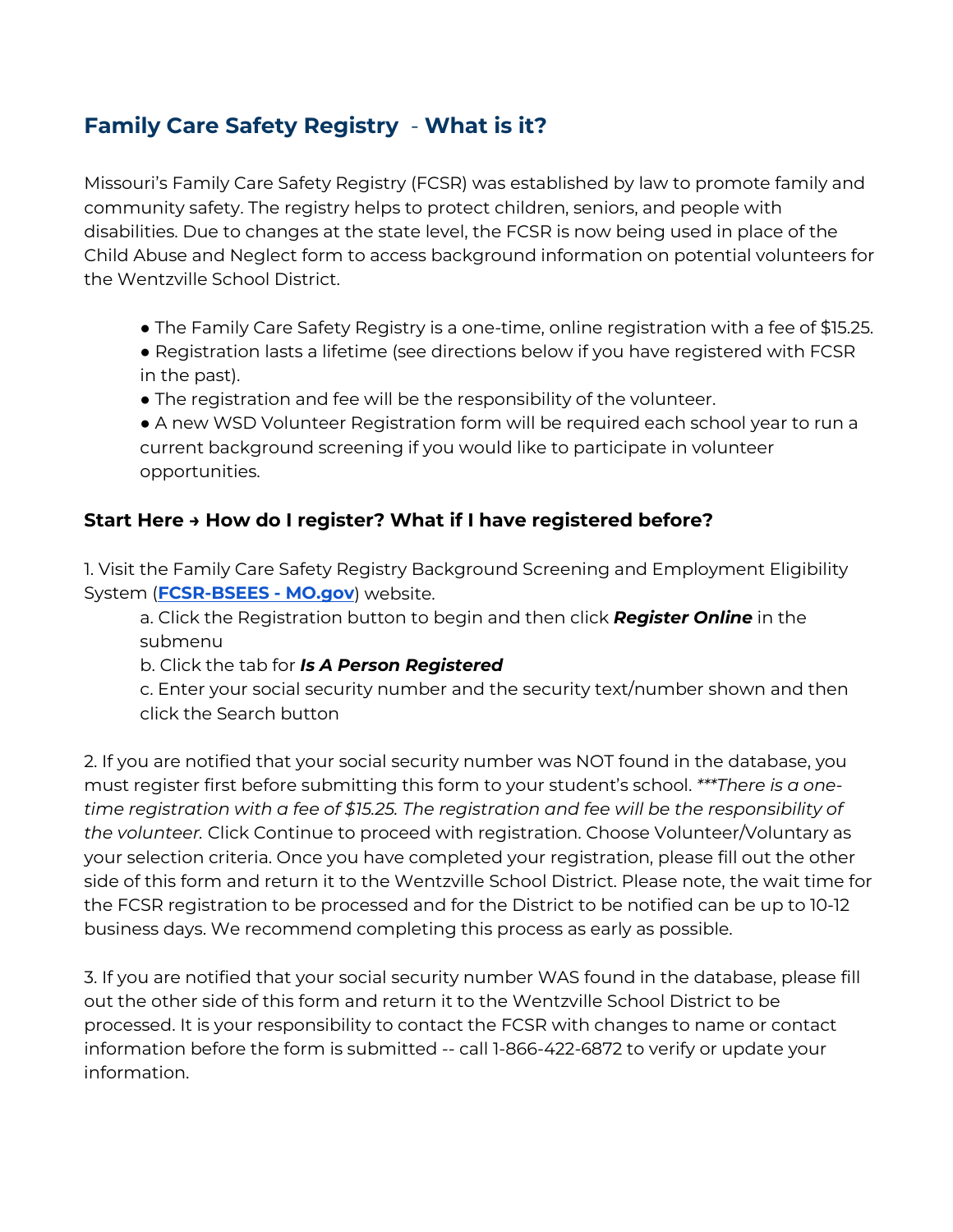## Family Care Safety Registry - What is it?

Missouri's Family Care Safety Registry (FCSR) was established by law to promote family and community safety. The registry helps to protect children, seniors, and people with disabilities. Due to changes at the state level, the FCSR is now being used in place of the Child Abuse and Neglect form to access background information on potential volunteers for the Wentzville School District.

- The Family Care Safety Registry is a one-time, online registration with a fee of $15.25.
- Registration lasts a lifetime (see directions below if you have registered with FCSR in the past).
- The registration and fee will be the responsibility of the volunteer.
- A new WSD Volunteer Registration form will be required each school year to run a current background screening if you would like to participate in volunteer opportunities.

### Start Here → How do I register? What if I have registered before?

1. Visit the Family Care Safety Registry Background Screening and Employment Eligibility System (**FCSR-BSEES - MO.gov**) website.
   a. Click the Registration button to begin and then click ***Register Online*** in the submenu
   b. Click the tab for ***Is A Person Registered***
   c. Enter your social security number and the security text/number shown and then click the Search button

2. If you are notified that your social security number was NOT found in the database, you must register first before submitting this form to your student's school. *\*\*\*There is a one-time registration with a fee of $15.25. The registration and fee will be the responsibility of the volunteer.* Click Continue to proceed with registration. Choose Volunteer/Voluntary as your selection criteria. Once you have completed your registration, please fill out the other side of this form and return it to the Wentzville School District. Please note, the wait time for the FCSR registration to be processed and for the District to be notified can be up to 10-12 business days. We recommend completing this process as early as possible.

3. If you are notified that your social security number WAS found in the database, please fill out the other side of this form and return it to the Wentzville School District to be processed. It is your responsibility to contact the FCSR with changes to name or contact information before the form is submitted -- call 1-866-422-6872 to verify or update your information.